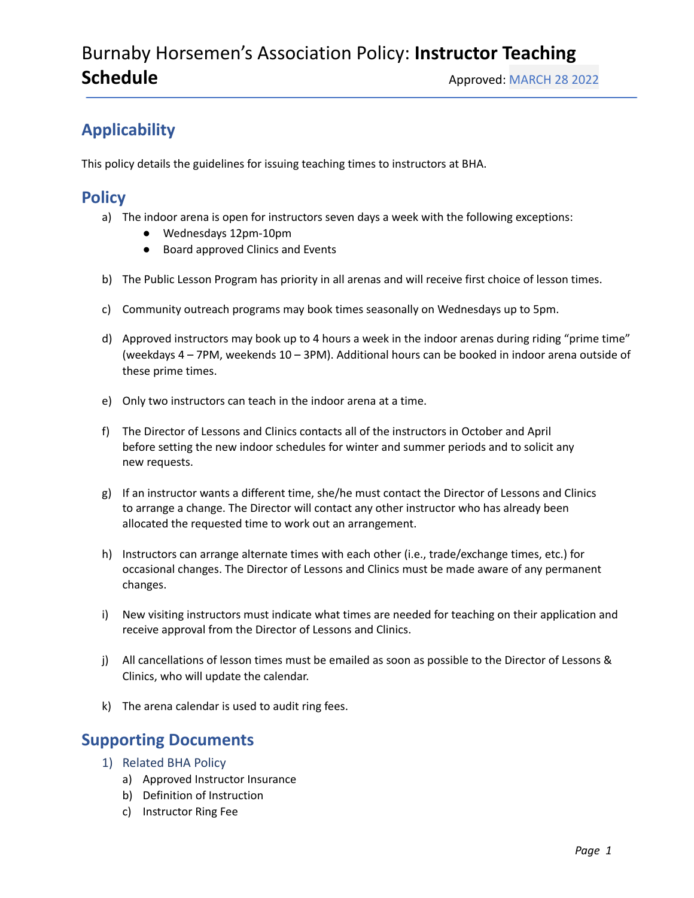# Burnaby Horsemen's Association Policy: **Instructor Teaching Schedule**

Approved: MARCH 28 2022

## Applicability

This policy details the guidelines for issuing teaching times to instructors at BHA.

## Policy

a) The indoor arena is open for instructors seven days a week with the following exceptions:
   - Wednesdays 12pm-10pm
   - Board approved Clinics and Events

b) The Public Lesson Program has priority in all arenas and will receive first choice of lesson times.

c) Community outreach programs may book times seasonally on Wednesdays up to 5pm.

d) Approved instructors may book up to 4 hours a week in the indoor arenas during riding "prime time" (weekdays 4 – 7PM, weekends 10 – 3PM). Additional hours can be booked in indoor arena outside of these prime times.

e) Only two instructors can teach in the indoor arena at a time.

f) The Director of Lessons and Clinics contacts all of the instructors in October and April before setting the new indoor schedules for winter and summer periods and to solicit any new requests.

g) If an instructor wants a different time, she/he must contact the Director of Lessons and Clinics to arrange a change. The Director will contact any other instructor who has already been allocated the requested time to work out an arrangement.

h) Instructors can arrange alternate times with each other (i.e., trade/exchange times, etc.) for occasional changes. The Director of Lessons and Clinics must be made aware of any permanent changes.

i) New visiting instructors must indicate what times are needed for teaching on their application and receive approval from the Director of Lessons and Clinics.

j) All cancellations of lesson times must be emailed as soon as possible to the Director of Lessons & Clinics, who will update the calendar.

k) The arena calendar is used to audit ring fees.

## Supporting Documents

1) Related BHA Policy
   a) Approved Instructor Insurance
   b) Definition of Instruction
   c) Instructor Ring Fee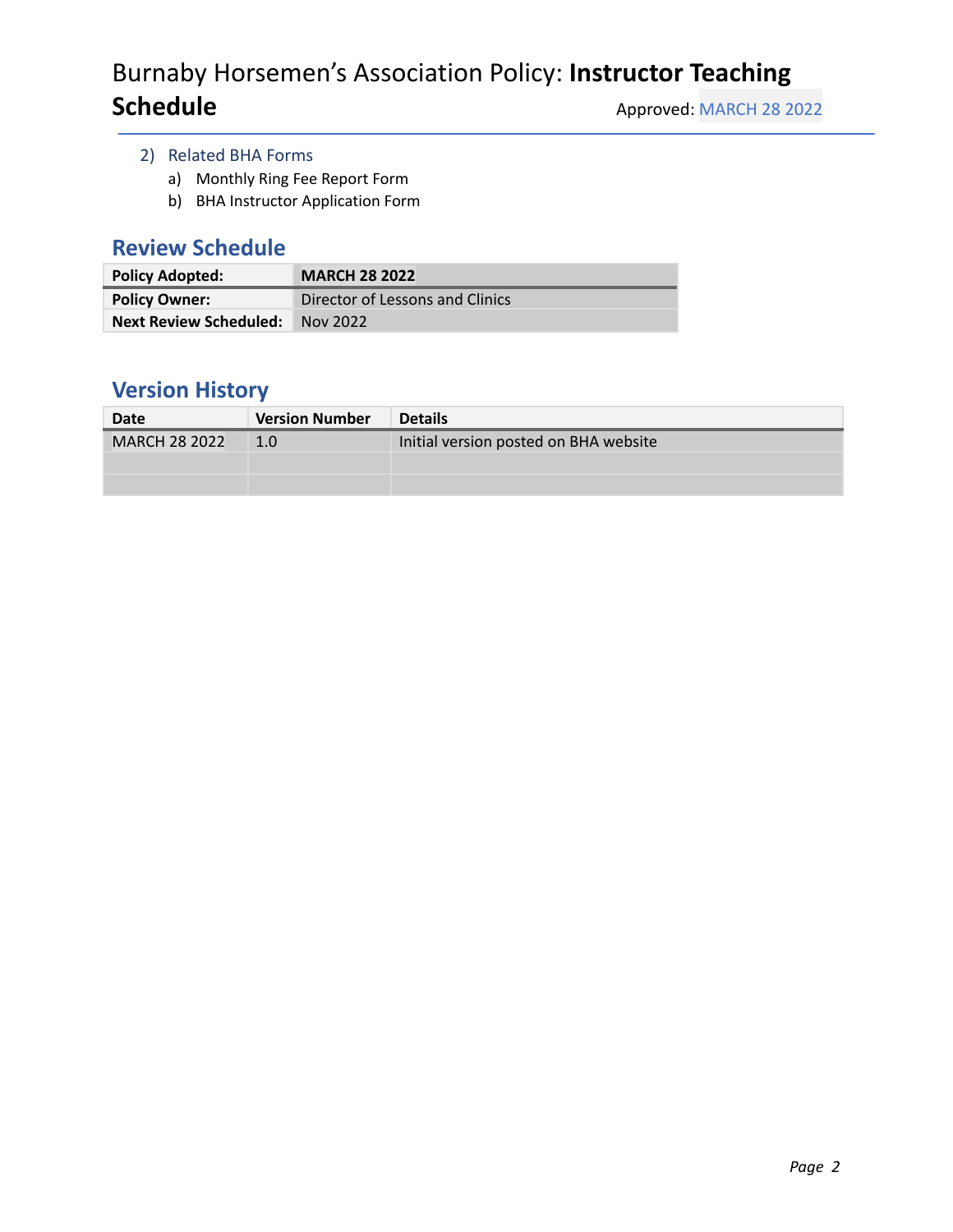2) Related BHA Forms
   a) Monthly Ring Fee Report Form
   b) BHA Instructor Application Form

## Review Schedule

| | |
|---|---|
| **Policy Adopted:** | **MARCH 28 2022** |
| **Policy Owner:** | Director of Lessons and Clinics |
| **Next Review Scheduled:** | Nov 2022 |

## Version History

| Date | Version Number | Details |
|---|---|---|
| MARCH 28 2022 | 1.0 | Initial version posted on BHA website |
| | | |
| | | |